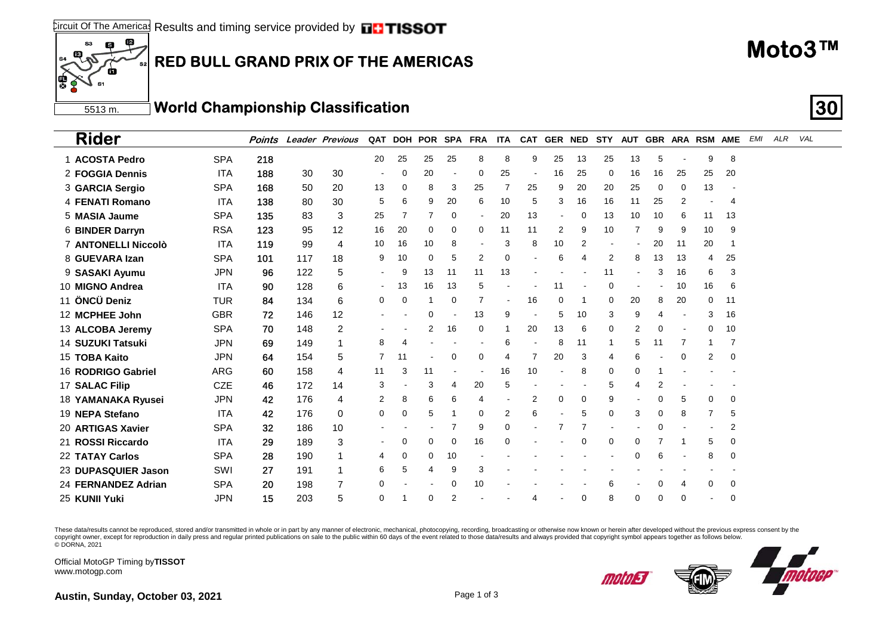Circuit Of The Americas Results and timing service provided by TISSOT

5513 m.

# RED BULL GRAND PRIX OF THE AMERICAS

# Moto3™

## World Championship Classification

**30**

| Rider | | Points | Leader | Previous | QAT | DOH | POR | SPA | FRA | ITA | CAT | GER | NED | STY | AUT | GBR | ARA | RSM | AME | EMI | ALR | VAL |
|---|---|---|---|---|---|---|---|---|---|---|---|---|---|---|---|---|---|---|---|---|---|---|
| 1 **ACOSTA Pedro** | SPA | **218** | | | 20 | 25 | 25 | 25 | 8 | 8 | 9 | 25 | 13 | 25 | 13 | 5 | - | 9 | 8 | | | |
| 2 **FOGGIA Dennis** | ITA | **188** | 30 | 30 | - | 0 | 20 | - | 0 | 25 | - | 16 | 25 | 0 | 16 | 16 | 25 | 25 | 20 | | | |
| 3 **GARCIA Sergio** | SPA | **168** | 50 | 20 | 13 | 0 | 8 | 3 | 25 | 7 | 25 | 9 | 20 | 20 | 25 | 0 | 0 | 13 | - | | | |
| 4 **FENATI Romano** | ITA | **138** | 80 | 30 | 5 | 6 | 9 | 20 | 6 | 10 | 5 | 3 | 16 | 16 | 11 | 25 | 2 | - | 4 | | | |
| 5 **MASIA Jaume** | SPA | **135** | 83 | 3 | 25 | 7 | 7 | 0 | - | 20 | 13 | - | 0 | 13 | 10 | 10 | 6 | 11 | 13 | | | |
| 6 **BINDER Darryn** | RSA | **123** | 95 | 12 | 16 | 20 | 0 | 0 | 0 | 11 | 11 | 2 | 9 | 10 | 7 | 9 | 9 | 10 | 9 | | | |
| 7 **ANTONELLI Niccolò** | ITA | **119** | 99 | 4 | 10 | 16 | 10 | 8 | - | 3 | 8 | 10 | 2 | - | - | 20 | 11 | 20 | 1 | | | |
| 8 **GUEVARA Izan** | SPA | **101** | 117 | 18 | 9 | 10 | 0 | 5 | 2 | 0 | - | 6 | 4 | 2 | 8 | 13 | 13 | 4 | 25 | | | |
| 9 **SASAKI Ayumu** | JPN | **96** | 122 | 5 | - | 9 | 13 | 11 | 11 | 13 | - | - | - | 11 | - | 3 | 16 | 6 | 3 | | | |
| 10 **MIGNO Andrea** | ITA | **90** | 128 | 6 | - | 13 | 16 | 13 | 5 | - | - | 11 | - | 0 | - | - | 10 | 16 | 6 | | | |
| 11 **ÖNCÜ Deniz** | TUR | **84** | 134 | 6 | 0 | 0 | 1 | 0 | 7 | - | 16 | 0 | 1 | 0 | 20 | 8 | 20 | 0 | 11 | | | |
| 12 **MCPHEE John** | GBR | **72** | 146 | 12 | - | - | 0 | - | 13 | 9 | - | 5 | 10 | 3 | 9 | 4 | - | 3 | 16 | | | |
| 13 **ALCOBA Jeremy** | SPA | **70** | 148 | 2 | - | - | 2 | 16 | 0 | 1 | 20 | 13 | 6 | 0 | 2 | 0 | - | 0 | 10 | | | |
| 14 **SUZUKI Tatsuki** | JPN | **69** | 149 | 1 | 8 | 4 | - | - | - | 6 | - | 8 | 11 | 1 | 5 | 11 | 7 | 1 | 7 | | | |
| 15 **TOBA Kaito** | JPN | **64** | 154 | 5 | 7 | 11 | - | 0 | 0 | 4 | 7 | 20 | 3 | 4 | 6 | - | 0 | 2 | 0 | | | |
| 16 **RODRIGO Gabriel** | ARG | **60** | 158 | 4 | 11 | 3 | 11 | - | - | 16 | 10 | - | 8 | 0 | 0 | 1 | - | - | - | | | |
| 17 **SALAC Filip** | CZE | **46** | 172 | 14 | 3 | - | 3 | 4 | 20 | 5 | - | - | - | 5 | 4 | 2 | - | - | - | | | |
| 18 **YAMANAKA Ryusei** | JPN | **42** | 176 | 4 | 2 | 8 | 6 | 6 | 4 | - | 2 | 0 | 0 | 9 | - | 0 | 5 | 0 | 0 | | | |
| 19 **NEPA Stefano** | ITA | **42** | 176 | 0 | 0 | 0 | 5 | 1 | 0 | 2 | 6 | - | 5 | 0 | 3 | 0 | 8 | 7 | 5 | | | |
| 20 **ARTIGAS Xavier** | SPA | **32** | 186 | 10 | - | - | - | 7 | 9 | 0 | - | 7 | 7 | - | - | 0 | - | - | 2 | | | |
| 21 **ROSSI Riccardo** | ITA | **29** | 189 | 3 | - | 0 | 0 | 0 | 16 | 0 | - | - | 0 | 0 | 0 | 7 | 1 | 5 | 0 | | | |
| 22 **TATAY Carlos** | SPA | **28** | 190 | 1 | 4 | 0 | 0 | 10 | - | - | - | - | - | - | 0 | 6 | - | 8 | 0 | | | |
| 23 **DUPASQUIER Jason** | SWI | **27** | 191 | 1 | 6 | 5 | 4 | 9 | 3 | - | - | - | - | - | - | - | - | - | - | | | |
| 24 **FERNANDEZ Adrian** | SPA | **20** | 198 | 7 | 0 | - | - | 0 | 10 | - | - | - | - | 6 | - | 0 | 4 | 0 | 0 | | | |
| 25 **KUNII Yuki** | JPN | **15** | 203 | 5 | 0 | 1 | 0 | 2 | - | - | 4 | - | 0 | 8 | 0 | 0 | 0 | - | 0 | | | |

These data/results cannot be reproduced, stored and/or transmitted in whole or in part by any manner of electronic, mechanical, photocopying, recording, broadcasting or otherwise now known or herein after developed without the previous express consent by the copyright owner, except for reproduction in daily press and regular printed publications on sale to the public within 60 days of the event related to those data/results and always provided that copyright symbol appears together as follows below.
© DORNA, 2021

Official MotoGP Timing by **TISSOT**
www.motogp.com

**Austin, Sunday, October 03, 2021**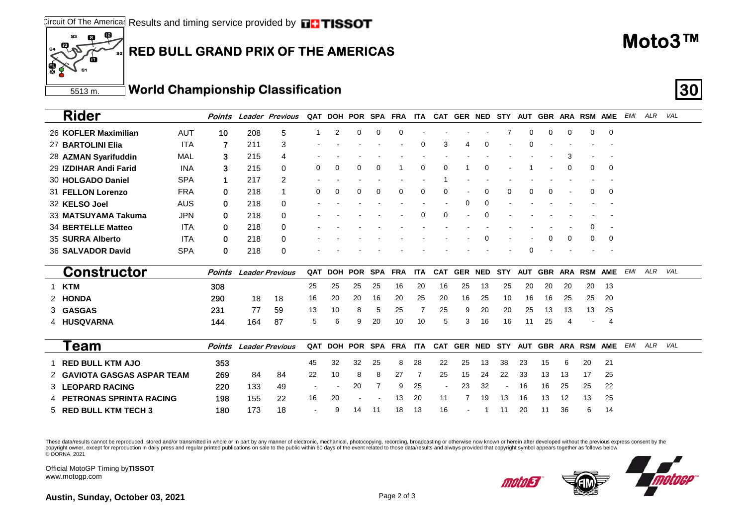# RED BULL GRAND PRIX OF THE AMERICAS

**Moto3™**

Circuit Of The Americas — 5513 m.

## World Championship Classification

| | Rider | Nat | Points | Leader | Previous | QAT | DOH | POR | SPA | FRA | ITA | CAT | GER | NED | STY | AUT | GBR | ARA | RSM | AME | EMI | ALR | VAL |
|---|---|---|---|---|---|---|---|---|---|---|---|---|---|---|---|---|---|---|---|---|---|---|---|
| 26 | **KOFLER Maximilian** | AUT | 10 | 208 | 5 | 1 | 2 | 0 | 0 | 0 | - | - | - | - | 7 | 0 | 0 | 0 | 0 | 0 | | | |
| 27 | **BARTOLINI Elia** | ITA | 7 | 211 | 3 | - | - | - | - | - | 0 | 3 | 4 | 0 | - | 0 | - | - | - | - | | | |
| 28 | **AZMAN Syarifuddin** | MAL | 3 | 215 | 4 | - | - | - | - | - | - | - | - | - | - | - | - | 3 | - | - | | | |
| 29 | **IZDIHAR Andi Farid** | INA | 3 | 215 | 0 | 0 | 0 | 0 | 0 | 1 | 0 | 0 | 1 | 0 | - | 1 | - | 0 | 0 | 0 | | | |
| 30 | **HOLGADO Daniel** | SPA | 1 | 217 | 2 | - | - | - | - | - | - | 1 | - | - | - | - | - | - | - | - | | | |
| 31 | **FELLON Lorenzo** | FRA | 0 | 218 | 1 | 0 | 0 | 0 | 0 | 0 | 0 | 0 | - | 0 | 0 | 0 | 0 | - | 0 | 0 | | | |
| 32 | **KELSO Joel** | AUS | 0 | 218 | 0 | - | - | - | - | - | - | - | 0 | 0 | - | - | - | - | - | - | | | |
| 33 | **MATSUYAMA Takuma** | JPN | 0 | 218 | 0 | - | - | - | - | - | 0 | 0 | - | 0 | - | - | - | - | - | - | | | |
| 34 | **BERTELLE Matteo** | ITA | 0 | 218 | 0 | - | - | - | - | - | - | - | - | - | - | - | - | - | 0 | - | | | |
| 35 | **SURRA Alberto** | ITA | 0 | 218 | 0 | - | - | - | - | - | - | - | - | 0 | - | - | 0 | 0 | 0 | 0 | | | |
| 36 | **SALVADOR David** | SPA | 0 | 218 | 0 | - | - | - | - | - | - | - | - | - | - | 0 | - | - | - | - | | | |

| | Constructor | Points | Leader | Previous | QAT | DOH | POR | SPA | FRA | ITA | CAT | GER | NED | STY | AUT | GBR | ARA | RSM | AME | EMI | ALR | VAL |
|---|---|---|---|---|---|---|---|---|---|---|---|---|---|---|---|---|---|---|---|---|---|---|
| 1 | **KTM** | 308 | | | 25 | 25 | 25 | 25 | 16 | 20 | 16 | 25 | 13 | 25 | 20 | 20 | 20 | 20 | 13 | | | |
| 2 | **HONDA** | 290 | 18 | 18 | 16 | 20 | 20 | 16 | 20 | 25 | 20 | 16 | 25 | 10 | 16 | 16 | 25 | 25 | 20 | | | |
| 3 | **GASGAS** | 231 | 77 | 59 | 13 | 10 | 8 | 5 | 25 | 7 | 25 | 9 | 20 | 20 | 25 | 13 | 13 | 13 | 25 | | | |
| 4 | **HUSQVARNA** | 144 | 164 | 87 | 5 | 6 | 9 | 20 | 10 | 10 | 5 | 3 | 16 | 16 | 11 | 25 | 4 | - | 4 | | | |

| | Team | Points | Leader | Previous | QAT | DOH | POR | SPA | FRA | ITA | CAT | GER | NED | STY | AUT | GBR | ARA | RSM | AME | EMI | ALR | VAL |
|---|---|---|---|---|---|---|---|---|---|---|---|---|---|---|---|---|---|---|---|---|---|---|
| 1 | **RED BULL KTM AJO** | 353 | | | 45 | 32 | 32 | 25 | 8 | 28 | 22 | 25 | 13 | 38 | 23 | 15 | 6 | 20 | 21 | | | |
| 2 | **GAVIOTA GASGAS ASPAR TEAM** | 269 | 84 | 84 | 22 | 10 | 8 | 8 | 27 | 7 | 25 | 15 | 24 | 22 | 33 | 13 | 13 | 17 | 25 | | | |
| 3 | **LEOPARD RACING** | 220 | 133 | 49 | - | - | 20 | 7 | 9 | 25 | - | 23 | 32 | - | 16 | 16 | 25 | 25 | 22 | | | |
| 4 | **PETRONAS SPRINTA RACING** | 198 | 155 | 22 | 16 | 20 | - | - | 13 | 20 | 11 | 7 | 19 | 13 | 16 | 13 | 12 | 13 | 25 | | | |
| 5 | **RED BULL KTM TECH 3** | 180 | 173 | 18 | - | 9 | 14 | 11 | 18 | 13 | 16 | - | 1 | 11 | 20 | 11 | 36 | 6 | 14 | | | |

These data/results cannot be reproduced, stored and/or transmitted in whole or in part by any manner of electronic, mechanical, photocopying, recording, broadcasting or otherwise now known or herein after developed without the previous express consent by the copyright owner, except for reproduction in daily press and regular printed publications on sale to the public within 60 days of the event related to those data/results and always provided that copyright symbol appears together as follows below.
© DORNA, 2021

Official MotoGP Timing by **TISSOT**
www.motogp.com

**Austin, Sunday, October 03, 2021**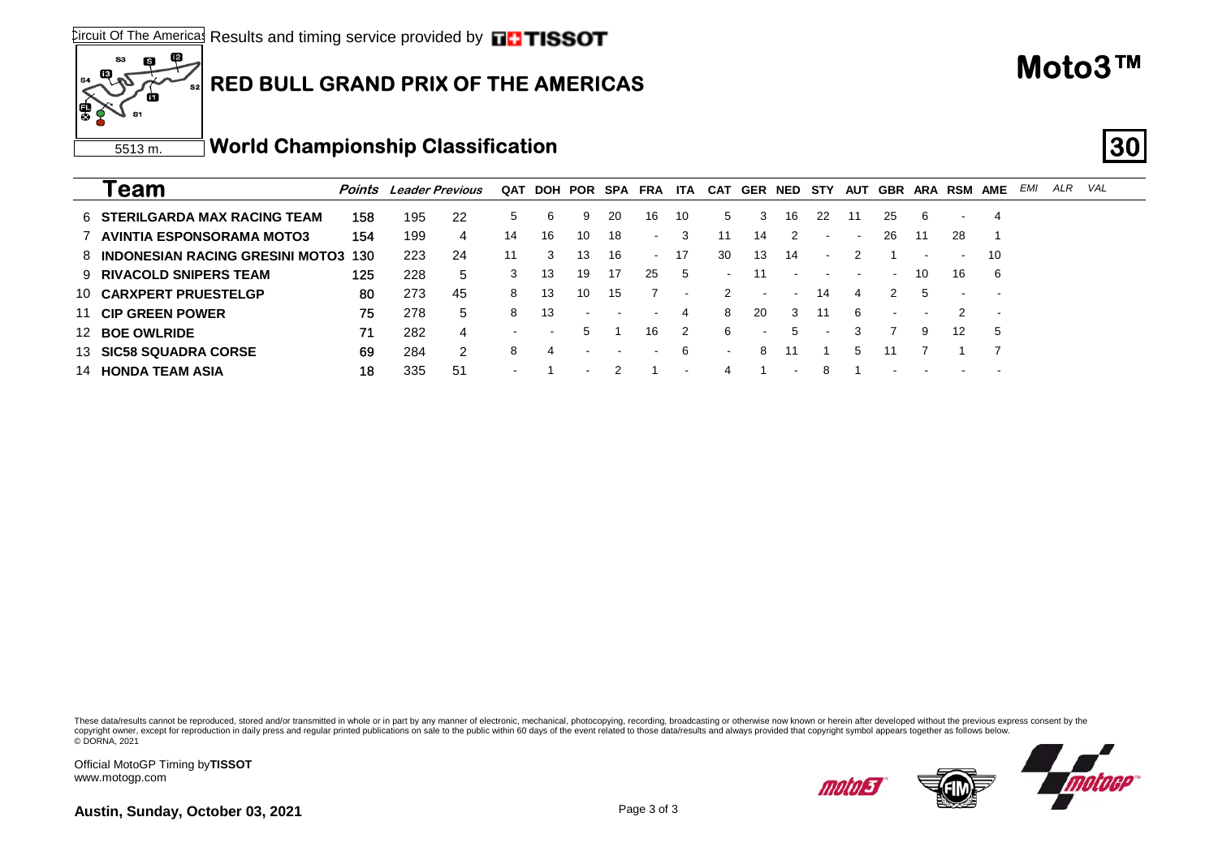Circuit Of The Americas Results and timing service provided by TISSOT

# RED BULL GRAND PRIX OF THE AMERICAS

# Moto3™

5513 m.

## World Championship Classification

**30**

| | Team | Points | Leader | Previous | QAT | DOH | POR | SPA | FRA | ITA | CAT | GER | NED | STY | AUT | GBR | ARA | RSM | AME | EMI | ALR | VAL |
|---|---|---|---|---|---|---|---|---|---|---|---|---|---|---|---|---|---|---|---|---|---|---|
| 6 | STERILGARDA MAX RACING TEAM | 158 | 195 | 22 | 5 | 6 | 9 | 20 | 16 | 10 | 5 | 3 | 16 | 22 | 11 | 25 | 6 | - | 4 | | | |
| 7 | AVINTIA ESPONSORAMA MOTO3 | 154 | 199 | 4 | 14 | 16 | 10 | 18 | - | 3 | 11 | 14 | 2 | - | - | 26 | 11 | 28 | 1 | | | |
| 8 | INDONESIAN RACING GRESINI MOTO3 | 130 | 223 | 24 | 11 | 3 | 13 | 16 | - | 17 | 30 | 13 | 14 | - | 2 | 1 | - | - | 10 | | | |
| 9 | RIVACOLD SNIPERS TEAM | 125 | 228 | 5 | 3 | 13 | 19 | 17 | 25 | 5 | - | 11 | - | - | - | - | 10 | 16 | 6 | | | |
| 10 | CARXPERT PRUESTELGP | 80 | 273 | 45 | 8 | 13 | 10 | 15 | 7 | - | 2 | - | - | 14 | 4 | 2 | 5 | - | - | | | |
| 11 | CIP GREEN POWER | 75 | 278 | 5 | 8 | 13 | - | - | - | 4 | 8 | 20 | 3 | 11 | 6 | - | - | 2 | - | | | |
| 12 | BOE OWLRIDE | 71 | 282 | 4 | - | - | 5 | 1 | 16 | 2 | 6 | - | 5 | - | 3 | 7 | 9 | 12 | 5 | | | |
| 13 | SIC58 SQUADRA CORSE | 69 | 284 | 2 | 8 | 4 | - | - | - | 6 | - | 8 | 11 | 1 | 5 | 11 | 7 | 1 | 7 | | | |
| 14 | HONDA TEAM ASIA | 18 | 335 | 51 | - | 1 | - | 2 | 1 | - | 4 | 1 | - | 8 | 1 | - | - | - | - | | | |

These data/results cannot be reproduced, stored and/or transmitted in whole or in part by any manner of electronic, mechanical, photocopying, recording, broadcasting or otherwise now known or herein after developed without the previous express consent by the copyright owner, except for reproduction in daily press and regular printed publications on sale to the public within 60 days of the event related to those data/results and always provided that copyright symbol appears together as follows below.
© DORNA, 2021

Official MotoGP Timing by **TISSOT**
www.motogp.com

**Austin, Sunday, October 03, 2021**